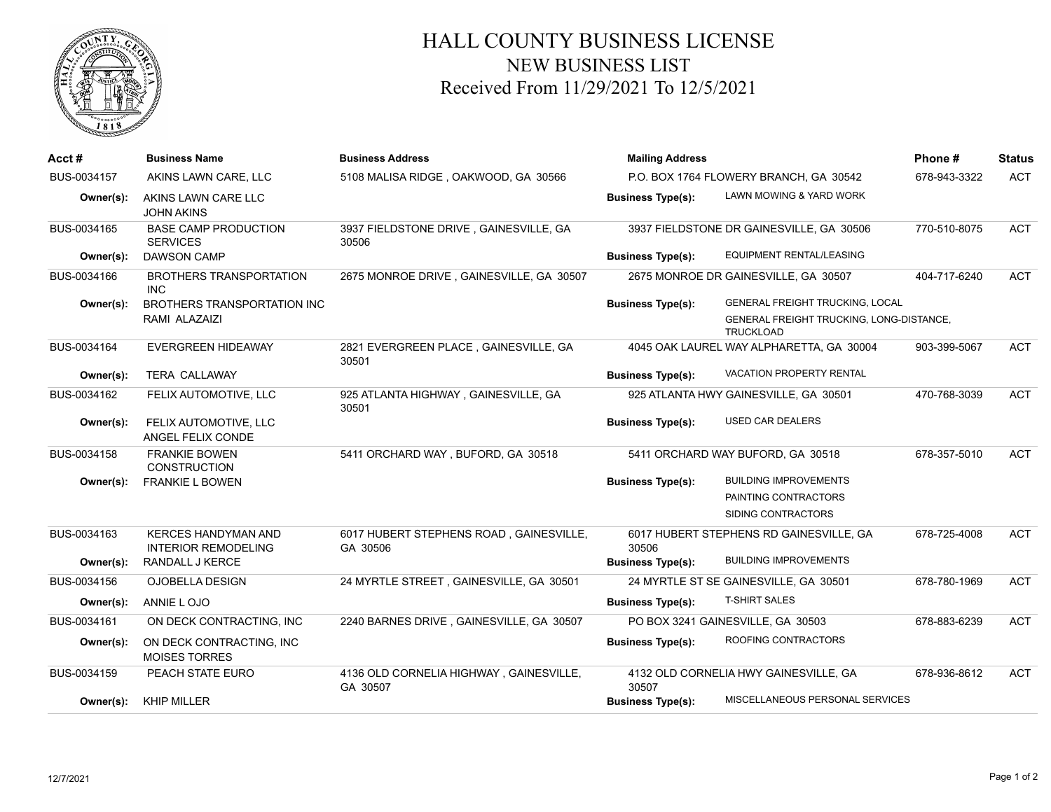# HALL COUNTY BUSINESS LICENSE
## NEW BUSINESS LIST
### Received From 11/29/2021 To 12/5/2021

| Acct # | Business Name | Business Address | Mailing Address | Phone # | Status |
|---|---|---|---|---|---|
| BUS-0034157 | AKINS LAWN CARE, LLC | 5108 MALISA RIDGE , OAKWOOD, GA 30566 | P.O. BOX 1764 FLOWERY BRANCH, GA 30542 | 678-943-3322 | ACT |
| Owner(s): | AKINS LAWN CARE LLC<br>JOHN AKINS | | Business Type(s): LAWN MOWING & YARD WORK | | |
| BUS-0034165 | BASE CAMP PRODUCTION SERVICES | 3937 FIELDSTONE DRIVE , GAINESVILLE, GA 30506 | 3937 FIELDSTONE DR GAINESVILLE, GA 30506 | 770-510-8075 | ACT |
| Owner(s): | DAWSON CAMP | | Business Type(s): EQUIPMENT RENTAL/LEASING | | |
| BUS-0034166 | BROTHERS TRANSPORTATION INC | 2675 MONROE DRIVE , GAINESVILLE, GA 30507 | 2675 MONROE DR GAINESVILLE, GA 30507 | 404-717-6240 | ACT |
| Owner(s): | BROTHERS TRANSPORTATION INC<br>RAMI ALAZAIZI | | Business Type(s): GENERAL FREIGHT TRUCKING, LOCAL<br>GENERAL FREIGHT TRUCKING, LONG-DISTANCE, TRUCKLOAD | | |
| BUS-0034164 | EVERGREEN HIDEAWAY | 2821 EVERGREEN PLACE , GAINESVILLE, GA 30501 | 4045 OAK LAUREL WAY ALPHARETTA, GA 30004 | 903-399-5067 | ACT |
| Owner(s): | TERA CALLAWAY | | Business Type(s): VACATION PROPERTY RENTAL | | |
| BUS-0034162 | FELIX AUTOMOTIVE, LLC | 925 ATLANTA HIGHWAY , GAINESVILLE, GA 30501 | 925 ATLANTA HWY GAINESVILLE, GA 30501 | 470-768-3039 | ACT |
| Owner(s): | FELIX AUTOMOTIVE, LLC<br>ANGEL FELIX CONDE | | Business Type(s): USED CAR DEALERS | | |
| BUS-0034158 | FRANKIE BOWEN CONSTRUCTION | 5411 ORCHARD WAY , BUFORD, GA 30518 | 5411 ORCHARD WAY BUFORD, GA 30518 | 678-357-5010 | ACT |
| Owner(s): | FRANKIE L BOWEN | | Business Type(s): BUILDING IMPROVEMENTS<br>PAINTING CONTRACTORS<br>SIDING CONTRACTORS | | |
| BUS-0034163 | KERCES HANDYMAN AND INTERIOR REMODELING | 6017 HUBERT STEPHENS ROAD , GAINESVILLE, GA 30506 | 6017 HUBERT STEPHENS RD GAINESVILLE, GA 30506 | 678-725-4008 | ACT |
| Owner(s): | RANDALL J KERCE | | Business Type(s): BUILDING IMPROVEMENTS | | |
| BUS-0034156 | OJOBELLA DESIGN | 24 MYRTLE STREET , GAINESVILLE, GA 30501 | 24 MYRTLE ST SE GAINESVILLE, GA 30501 | 678-780-1969 | ACT |
| Owner(s): | ANNIE L OJO | | Business Type(s): T-SHIRT SALES | | |
| BUS-0034161 | ON DECK CONTRACTING, INC | 2240 BARNES DRIVE , GAINESVILLE, GA 30507 | PO BOX 3241 GAINESVILLE, GA 30503 | 678-883-6239 | ACT |
| Owner(s): | ON DECK CONTRACTING, INC<br>MOISES TORRES | | Business Type(s): ROOFING CONTRACTORS | | |
| BUS-0034159 | PEACH STATE EURO | 4136 OLD CORNELIA HIGHWAY , GAINESVILLE, GA 30507 | 4132 OLD CORNELIA HWY GAINESVILLE, GA 30507 | 678-936-8612 | ACT |
| Owner(s): | KHIP MILLER | | Business Type(s): MISCELLANEOUS PERSONAL SERVICES | | |

12/7/2021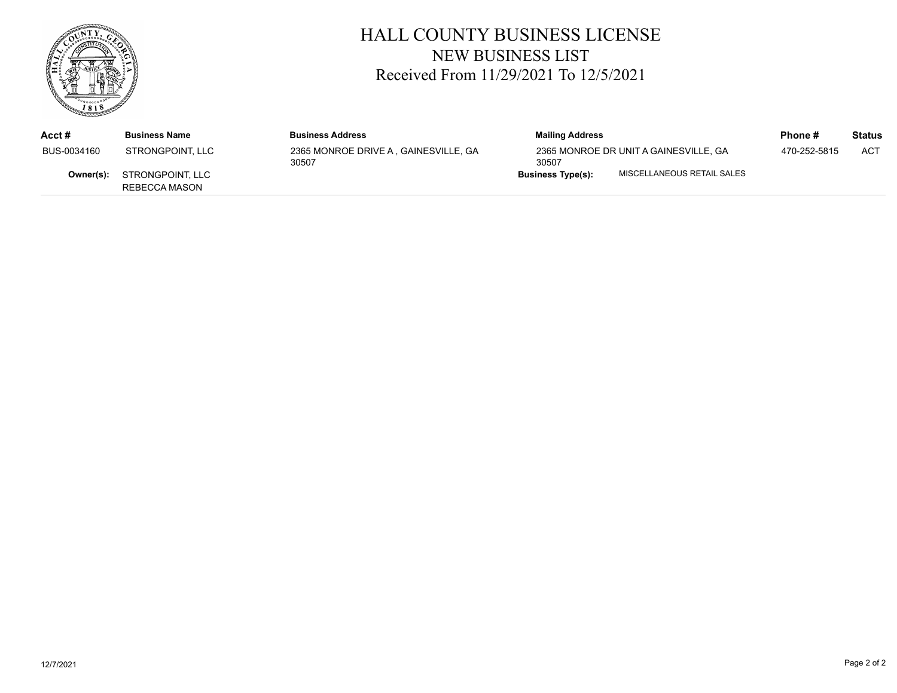# HALL COUNTY BUSINESS LICENSE

## NEW BUSINESS LIST

### Received From 11/29/2021 To 12/5/2021

| Acct # | Business Name | Business Address | Mailing Address | Phone # | Status |
|---|---|---|---|---|---|
| BUS-0034160 | STRONGPOINT, LLC | 2365 MONROE DRIVE A , GAINESVILLE, GA 30507 | 2365 MONROE DR UNIT A GAINESVILLE, GA 30507 | 470-252-5815 | ACT |
| **Owner(s):** | STRONGPOINT, LLC<br>REBECCA MASON | | **Business Type(s):** MISCELLANEOUS RETAIL SALES | | |

12/7/2021